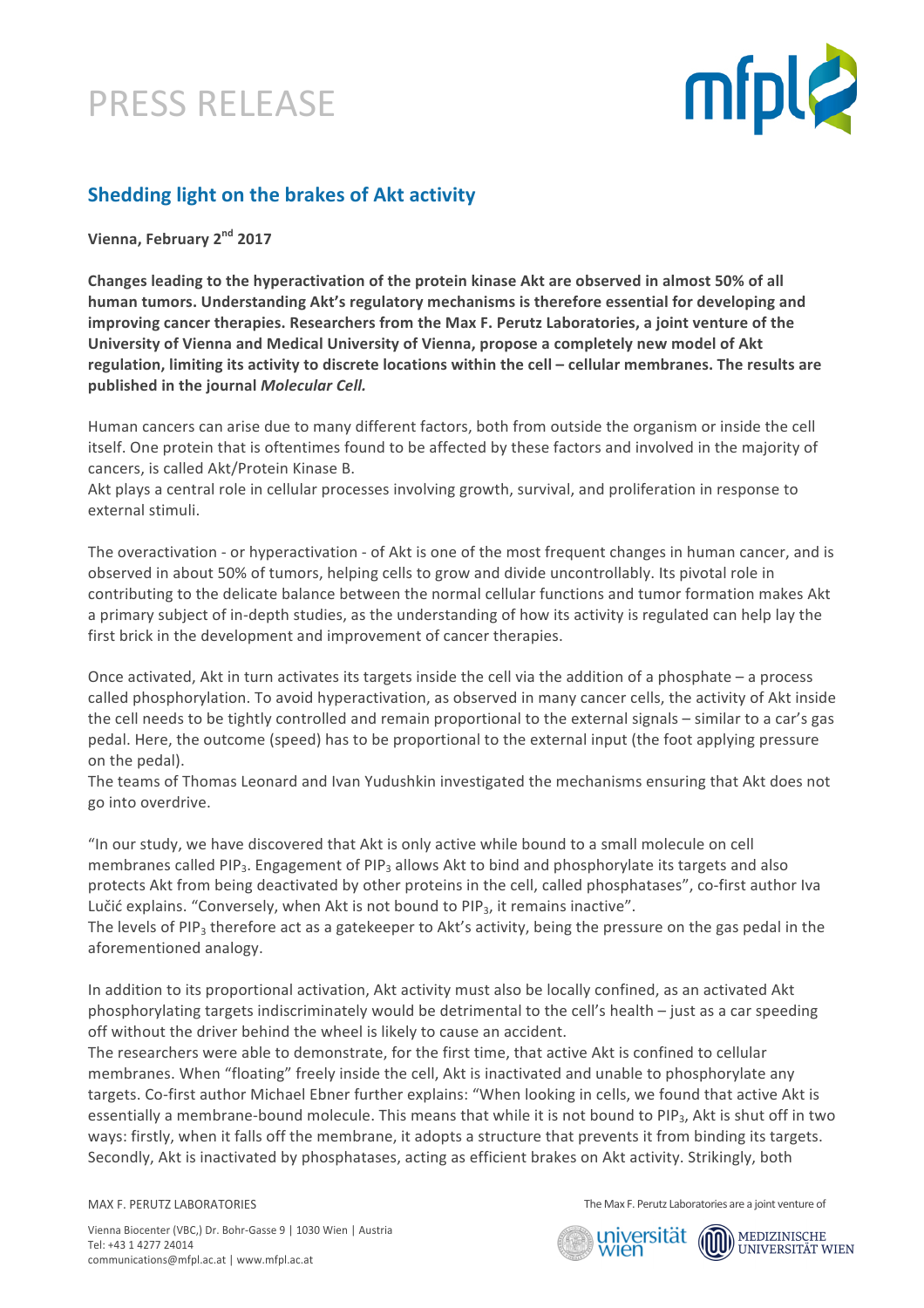# PRESS RELEASE

## Shedding light on the brakes of Akt activity

**Vienna, February 2nd 2017**

**Changes leading to the hyperactivation of the protein kinase Akt are observed in almost 50% of all human tumors. Understanding Akt's regulatory mechanisms is therefore essential for developing and improving cancer therapies. Researchers from the Max F. Perutz Laboratories, a joint venture of the University of Vienna and Medical University of Vienna, propose a completely new model of Akt regulation, limiting its activity to discrete locations within the cell – cellular membranes. The results are published in the journal *Molecular Cell.***

Human cancers can arise due to many different factors, both from outside the organism or inside the cell itself. One protein that is oftentimes found to be affected by these factors and involved in the majority of cancers, is called Akt/Protein Kinase B.
Akt plays a central role in cellular processes involving growth, survival, and proliferation in response to external stimuli.

The overactivation - or hyperactivation - of Akt is one of the most frequent changes in human cancer, and is observed in about 50% of tumors, helping cells to grow and divide uncontrollably. Its pivotal role in contributing to the delicate balance between the normal cellular functions and tumor formation makes Akt a primary subject of in-depth studies, as the understanding of how its activity is regulated can help lay the first brick in the development and improvement of cancer therapies.

Once activated, Akt in turn activates its targets inside the cell via the addition of a phosphate – a process called phosphorylation. To avoid hyperactivation, as observed in many cancer cells, the activity of Akt inside the cell needs to be tightly controlled and remain proportional to the external signals – similar to a car's gas pedal. Here, the outcome (speed) has to be proportional to the external input (the foot applying pressure on the pedal).
The teams of Thomas Leonard and Ivan Yudushkin investigated the mechanisms ensuring that Akt does not go into overdrive.

"In our study, we have discovered that Akt is only active while bound to a small molecule on cell membranes called $PIP_3$. Engagement of $PIP_3$ allows Akt to bind and phosphorylate its targets and also protects Akt from being deactivated by other proteins in the cell, called phosphatases", co-first author Iva Lučić explains. "Conversely, when Akt is not bound to $PIP_3$, it remains inactive".
The levels of $PIP_3$ therefore act as a gatekeeper to Akt's activity, being the pressure on the gas pedal in the aforementioned analogy.

In addition to its proportional activation, Akt activity must also be locally confined, as an activated Akt phosphorylating targets indiscriminately would be detrimental to the cell's health – just as a car speeding off without the driver behind the wheel is likely to cause an accident.
The researchers were able to demonstrate, for the first time, that active Akt is confined to cellular membranes. When "floating" freely inside the cell, Akt is inactivated and unable to phosphorylate any targets. Co-first author Michael Ebner further explains: "When looking in cells, we found that active Akt is essentially a membrane-bound molecule. This means that while it is not bound to $PIP_3$, Akt is shut off in two ways: firstly, when it falls off the membrane, it adopts a structure that prevents it from binding its targets. Secondly, Akt is inactivated by phosphatases, acting as efficient brakes on Akt activity. Strikingly, both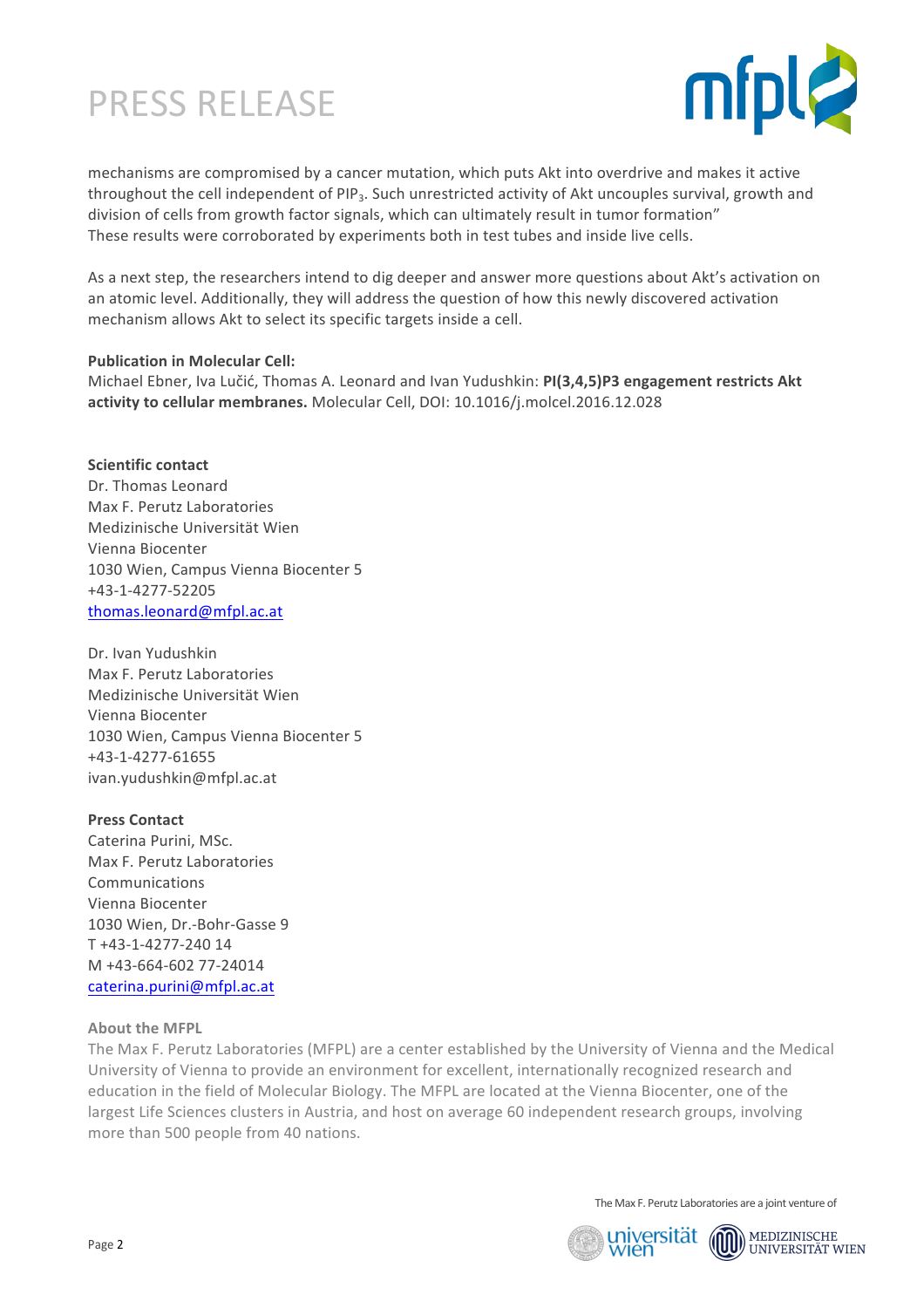mechanisms are compromised by a cancer mutation, which puts Akt into overdrive and makes it active throughout the cell independent of $PIP_3$. Such unrestricted activity of Akt uncouples survival, growth and division of cells from growth factor signals, which can ultimately result in tumor formation"
These results were corroborated by experiments both in test tubes and inside live cells.

As a next step, the researchers intend to dig deeper and answer more questions about Akt's activation on an atomic level. Additionally, they will address the question of how this newly discovered activation mechanism allows Akt to select its specific targets inside a cell.

**Publication in Molecular Cell:**
Michael Ebner, Iva Lučić, Thomas A. Leonard and Ivan Yudushkin: **PI(3,4,5)P3 engagement restricts Akt activity to cellular membranes.** Molecular Cell, DOI: 10.1016/j.molcel.2016.12.028

**Scientific contact**
Dr. Thomas Leonard
Max F. Perutz Laboratories
Medizinische Universität Wien
Vienna Biocenter
1030 Wien, Campus Vienna Biocenter 5
+43-1-4277-52205
thomas.leonard@mfpl.ac.at

Dr. Ivan Yudushkin
Max F. Perutz Laboratories
Medizinische Universität Wien
Vienna Biocenter
1030 Wien, Campus Vienna Biocenter 5
+43-1-4277-61655
ivan.yudushkin@mfpl.ac.at

**Press Contact**
Caterina Purini, MSc.
Max F. Perutz Laboratories
Communications
Vienna Biocenter
1030 Wien, Dr.-Bohr-Gasse 9
T +43-1-4277-240 14
M +43-664-602 77-24014
caterina.purini@mfpl.ac.at

**About the MFPL**
The Max F. Perutz Laboratories (MFPL) are a center established by the University of Vienna and the Medical University of Vienna to provide an environment for excellent, internationally recognized research and education in the field of Molecular Biology. The MFPL are located at the Vienna Biocenter, one of the largest Life Sciences clusters in Austria, and host on average 60 independent research groups, involving more than 500 people from 40 nations.

The Max F. Perutz Laboratories are a joint venture of